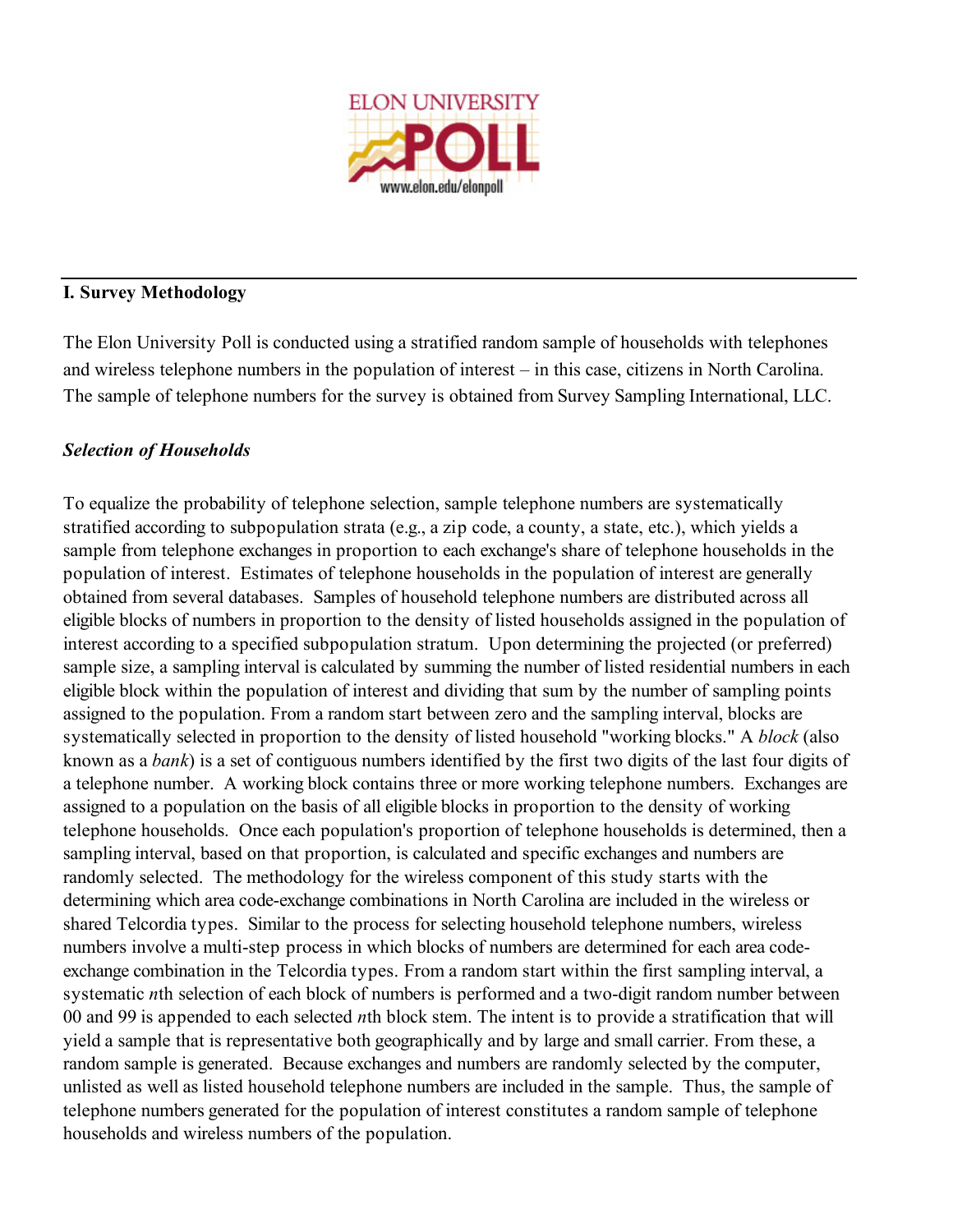ELON UNIVERSITY POLL

www.elon.edu/elonpoll

## I. Survey Methodology

The Elon University Poll is conducted using a stratified random sample of households with telephones and wireless telephone numbers in the population of interest – in this case, citizens in North Carolina. The sample of telephone numbers for the survey is obtained from Survey Sampling International, LLC.

### *Selection of Households*

To equalize the probability of telephone selection, sample telephone numbers are systematically stratified according to subpopulation strata (e.g., a zip code, a county, a state, etc.), which yields a sample from telephone exchanges in proportion to each exchange's share of telephone households in the population of interest. Estimates of telephone households in the population of interest are generally obtained from several databases. Samples of household telephone numbers are distributed across all eligible blocks of numbers in proportion to the density of listed households assigned in the population of interest according to a specified subpopulation stratum. Upon determining the projected (or preferred) sample size, a sampling interval is calculated by summing the number of listed residential numbers in each eligible block within the population of interest and dividing that sum by the number of sampling points assigned to the population. From a random start between zero and the sampling interval, blocks are systematically selected in proportion to the density of listed household "working blocks." A *block* (also known as a *bank*) is a set of contiguous numbers identified by the first two digits of the last four digits of a telephone number. A working block contains three or more working telephone numbers. Exchanges are assigned to a population on the basis of all eligible blocks in proportion to the density of working telephone households. Once each population's proportion of telephone households is determined, then a sampling interval, based on that proportion, is calculated and specific exchanges and numbers are randomly selected. The methodology for the wireless component of this study starts with the determining which area code-exchange combinations in North Carolina are included in the wireless or shared Telcordia types. Similar to the process for selecting household telephone numbers, wireless numbers involve a multi-step process in which blocks of numbers are determined for each area code-exchange combination in the Telcordia types. From a random start within the first sampling interval, a systematic *n*th selection of each block of numbers is performed and a two-digit random number between 00 and 99 is appended to each selected *n*th block stem. The intent is to provide a stratification that will yield a sample that is representative both geographically and by large and small carrier. From these, a random sample is generated. Because exchanges and numbers are randomly selected by the computer, unlisted as well as listed household telephone numbers are included in the sample. Thus, the sample of telephone numbers generated for the population of interest constitutes a random sample of telephone households and wireless numbers of the population.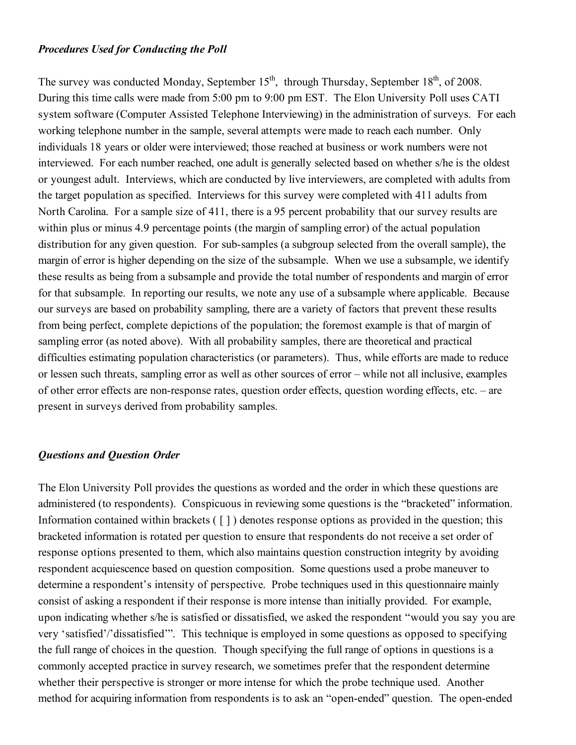***Procedures Used for Conducting the Poll***

The survey was conducted Monday, September 15th, through Thursday, September 18th, of 2008. During this time calls were made from 5:00 pm to 9:00 pm EST. The Elon University Poll uses CATI system software (Computer Assisted Telephone Interviewing) in the administration of surveys. For each working telephone number in the sample, several attempts were made to reach each number. Only individuals 18 years or older were interviewed; those reached at business or work numbers were not interviewed. For each number reached, one adult is generally selected based on whether s/he is the oldest or youngest adult. Interviews, which are conducted by live interviewers, are completed with adults from the target population as specified. Interviews for this survey were completed with 411 adults from North Carolina. For a sample size of 411, there is a 95 percent probability that our survey results are within plus or minus 4.9 percentage points (the margin of sampling error) of the actual population distribution for any given question. For sub-samples (a subgroup selected from the overall sample), the margin of error is higher depending on the size of the subsample. When we use a subsample, we identify these results as being from a subsample and provide the total number of respondents and margin of error for that subsample. In reporting our results, we note any use of a subsample where applicable. Because our surveys are based on probability sampling, there are a variety of factors that prevent these results from being perfect, complete depictions of the population; the foremost example is that of margin of sampling error (as noted above). With all probability samples, there are theoretical and practical difficulties estimating population characteristics (or parameters). Thus, while efforts are made to reduce or lessen such threats, sampling error as well as other sources of error – while not all inclusive, examples of other error effects are non-response rates, question order effects, question wording effects, etc. – are present in surveys derived from probability samples.

***Questions and Question Order***

The Elon University Poll provides the questions as worded and the order in which these questions are administered (to respondents). Conspicuous in reviewing some questions is the "bracketed" information. Information contained within brackets ( [ ] ) denotes response options as provided in the question; this bracketed information is rotated per question to ensure that respondents do not receive a set order of response options presented to them, which also maintains question construction integrity by avoiding respondent acquiescence based on question composition. Some questions used a probe maneuver to determine a respondent's intensity of perspective. Probe techniques used in this questionnaire mainly consist of asking a respondent if their response is more intense than initially provided. For example, upon indicating whether s/he is satisfied or dissatisfied, we asked the respondent "would you say you are very 'satisfied'/'dissatisfied'". This technique is employed in some questions as opposed to specifying the full range of choices in the question. Though specifying the full range of options in questions is a commonly accepted practice in survey research, we sometimes prefer that the respondent determine whether their perspective is stronger or more intense for which the probe technique used. Another method for acquiring information from respondents is to ask an "open-ended" question. The open-ended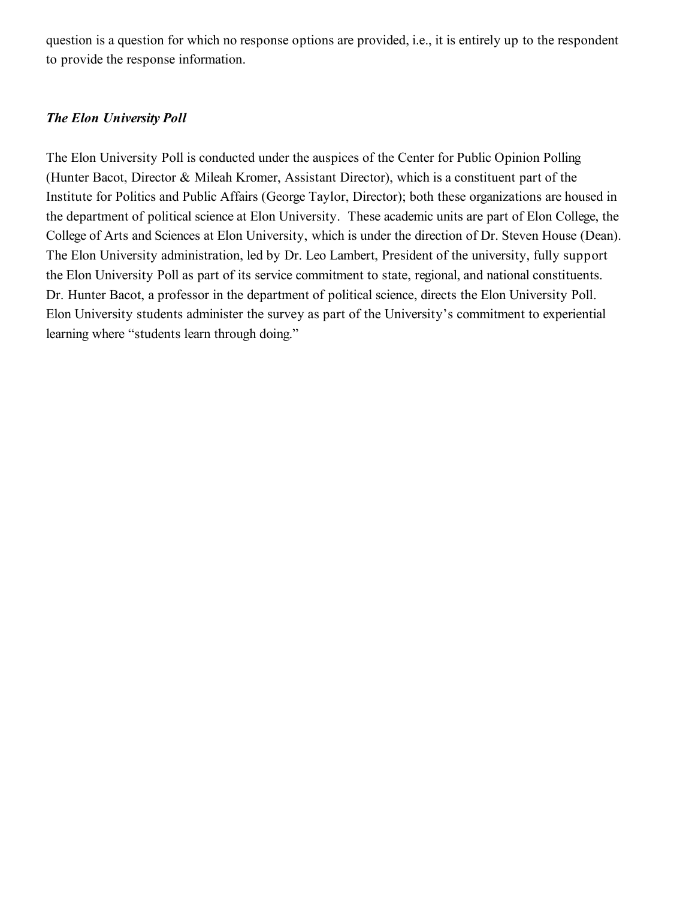question is a question for which no response options are provided, i.e., it is entirely up to the respondent to provide the response information.

### *The Elon University Poll*

The Elon University Poll is conducted under the auspices of the Center for Public Opinion Polling (Hunter Bacot, Director & Mileah Kromer, Assistant Director), which is a constituent part of the Institute for Politics and Public Affairs (George Taylor, Director); both these organizations are housed in the department of political science at Elon University. These academic units are part of Elon College, the College of Arts and Sciences at Elon University, which is under the direction of Dr. Steven House (Dean). The Elon University administration, led by Dr. Leo Lambert, President of the university, fully support the Elon University Poll as part of its service commitment to state, regional, and national constituents. Dr. Hunter Bacot, a professor in the department of political science, directs the Elon University Poll. Elon University students administer the survey as part of the University's commitment to experiential learning where "students learn through doing."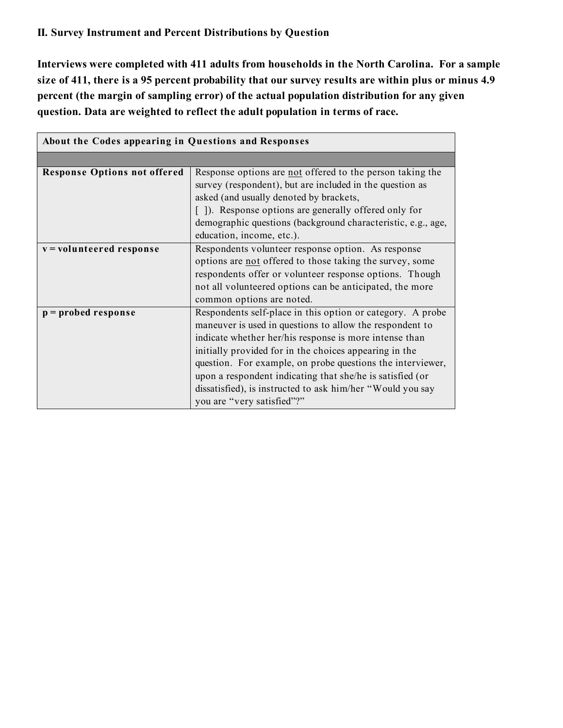## II. Survey Instrument and Percent Distributions by Question

**Interviews were completed with 411 adults from households in the North Carolina. For a sample size of 411, there is a 95 percent probability that our survey results are within plus or minus 4.9 percent (the margin of sampling error) of the actual population distribution for any given question. Data are weighted to reflect the adult population in terms of race.**

| About the Codes appearing in Questions and Responses | |
|---|---|
| | |
| **Response Options not offered** | Response options are <u>not</u> offered to the person taking the survey (respondent), but are included in the question as asked (and usually denoted by brackets, [ ]). Response options are generally offered only for demographic questions (background characteristic, e.g., age, education, income, etc.). |
| **v = volunteered response** | Respondents volunteer response option. As response options are <u>not</u> offered to those taking the survey, some respondents offer or volunteer response options. Though not all volunteered options can be anticipated, the more common options are noted. |
| **p = probed response** | Respondents self-place in this option or category. A probe maneuver is used in questions to allow the respondent to indicate whether her/his response is more intense than initially provided for in the choices appearing in the question. For example, on probe questions the interviewer, upon a respondent indicating that she/he is satisfied (or dissatisfied), is instructed to ask him/her "Would you say you are "very satisfied"?" |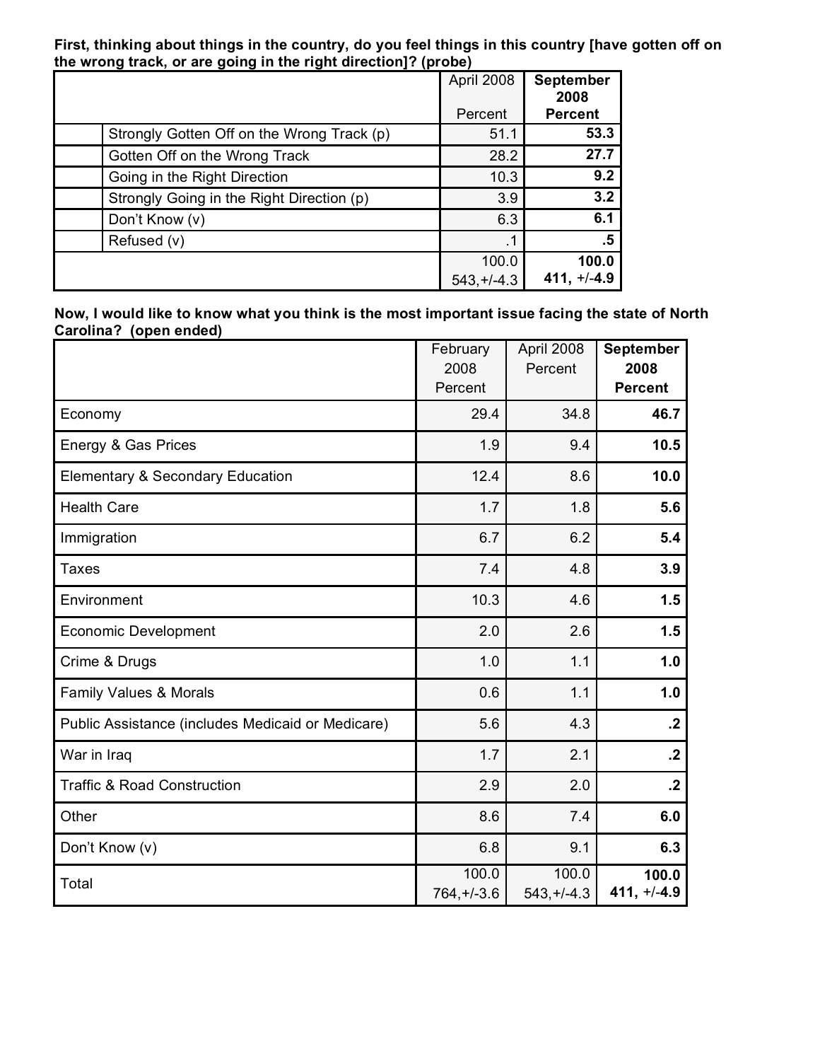**First, thinking about things in the country, do you feel things in this country [have gotten off on the wrong track, or are going in the right direction]? (probe)**

| | April 2008 Percent | **September 2008 Percent** |
|---|---|---|
| Strongly Gotten Off on the Wrong Track (p) | 51.1 | **53.3** |
| Gotten Off on the Wrong Track | 28.2 | **27.7** |
| Going in the Right Direction | 10.3 | **9.2** |
| Strongly Going in the Right Direction (p) | 3.9 | **3.2** |
| Don't Know (v) | 6.3 | **6.1** |
| Refused (v) | .1 | **.5** |
| | 100.0 543,+/-4.3 | **100.0 411, +/-4.9** |

**Now, I would like to know what you think is the most important issue facing the state of North Carolina? (open ended)**

| | February 2008 Percent | April 2008 Percent | **September 2008 Percent** |
|---|---|---|---|
| Economy | 29.4 | 34.8 | **46.7** |
| Energy & Gas Prices | 1.9 | 9.4 | **10.5** |
| Elementary & Secondary Education | 12.4 | 8.6 | **10.0** |
| Health Care | 1.7 | 1.8 | **5.6** |
| Immigration | 6.7 | 6.2 | **5.4** |
| Taxes | 7.4 | 4.8 | **3.9** |
| Environment | 10.3 | 4.6 | **1.5** |
| Economic Development | 2.0 | 2.6 | **1.5** |
| Crime & Drugs | 1.0 | 1.1 | **1.0** |
| Family Values & Morals | 0.6 | 1.1 | **1.0** |
| Public Assistance (includes Medicaid or Medicare) | 5.6 | 4.3 | **.2** |
| War in Iraq | 1.7 | 2.1 | **.2** |
| Traffic & Road Construction | 2.9 | 2.0 | **.2** |
| Other | 8.6 | 7.4 | **6.0** |
| Don't Know (v) | 6.8 | 9.1 | **6.3** |
| Total | 100.0 764,+/-3.6 | 100.0 543,+/-4.3 | **100.0 411, +/-4.9** |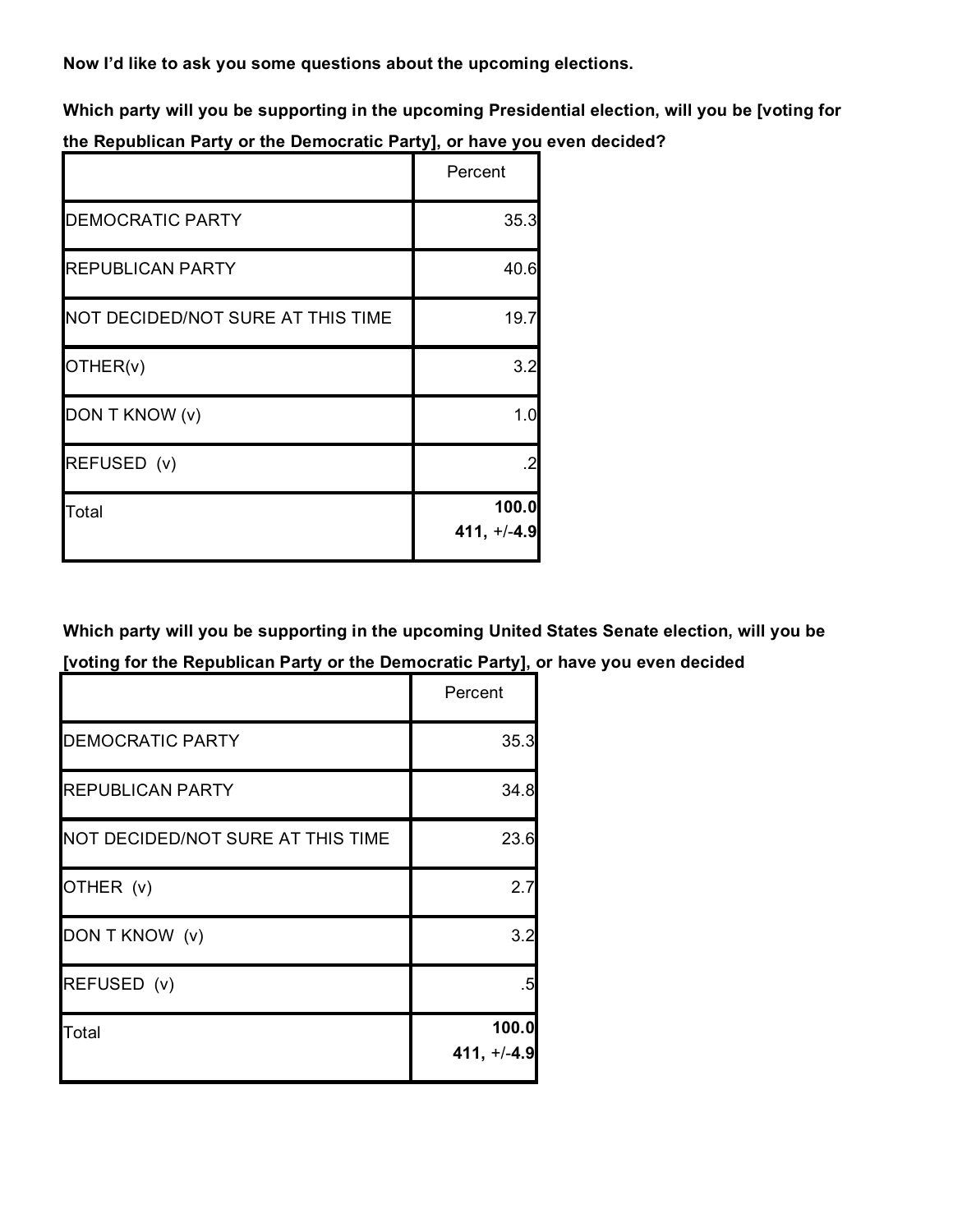**Now I'd like to ask you some questions about the upcoming elections.**

**Which party will you be supporting in the upcoming Presidential election, will you be [voting for the Republican Party or the Democratic Party], or have you even decided?**

| | Percent |
|---|---|
| DEMOCRATIC PARTY | 35.3 |
| REPUBLICAN PARTY | 40.6 |
| NOT DECIDED/NOT SURE AT THIS TIME | 19.7 |
| OTHER(v) | 3.2 |
| DON T KNOW (v) | 1.0 |
| REFUSED (v) | .2 |
| Total | **100.0** **411, +/-4.9** |

**Which party will you be supporting in the upcoming United States Senate election, will you be [voting for the Republican Party or the Democratic Party], or have you even decided**

| | Percent |
|---|---|
| DEMOCRATIC PARTY | 35.3 |
| REPUBLICAN PARTY | 34.8 |
| NOT DECIDED/NOT SURE AT THIS TIME | 23.6 |
| OTHER (v) | 2.7 |
| DON T KNOW (v) | 3.2 |
| REFUSED (v) | .5 |
| Total | **100.0** **411, +/-4.9** |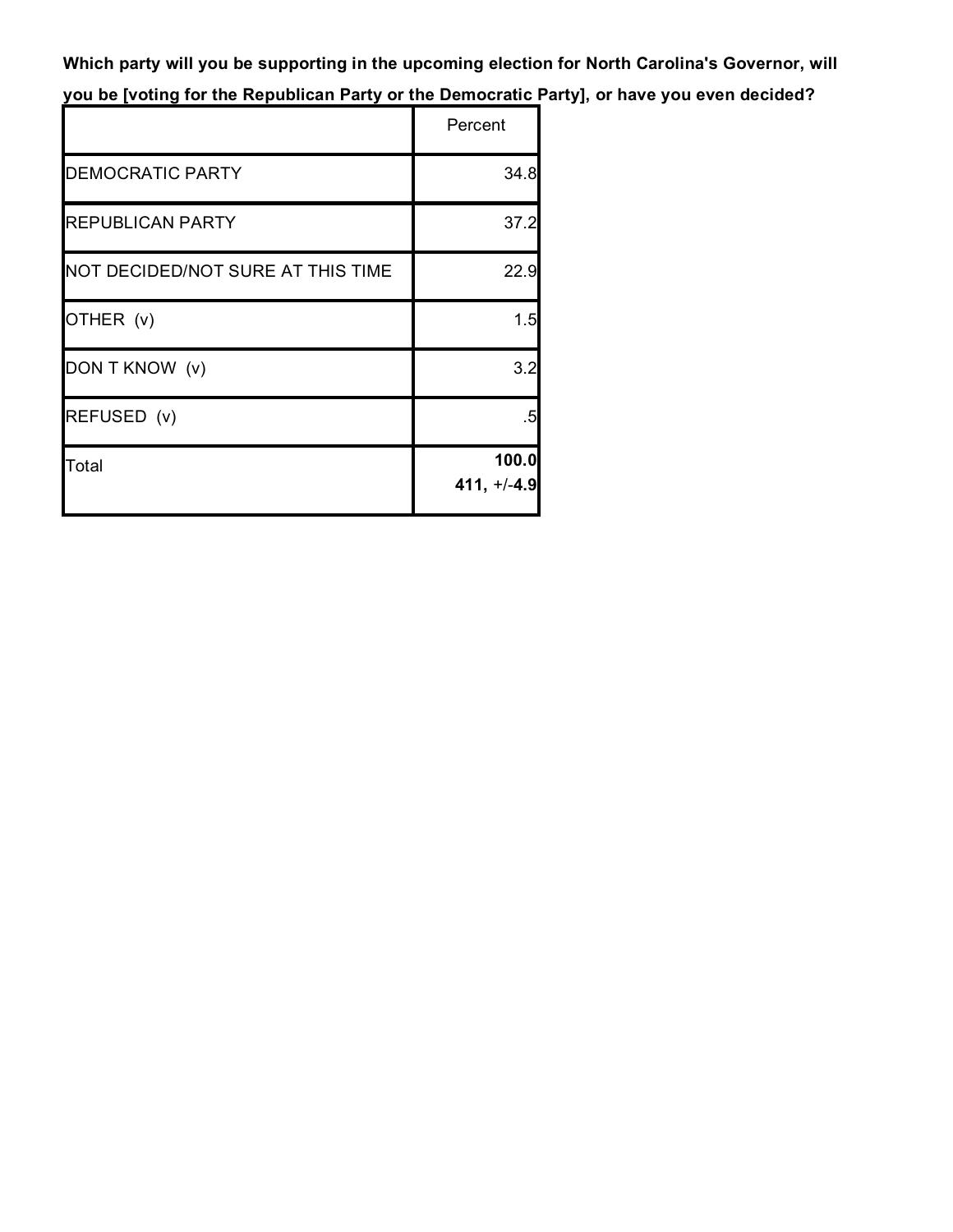**Which party will you be supporting in the upcoming election for North Carolina's Governor, will you be [voting for the Republican Party or the Democratic Party], or have you even decided?**

| | Percent |
|---|---|
| DEMOCRATIC PARTY | 34.8 |
| REPUBLICAN PARTY | 37.2 |
| NOT DECIDED/NOT SURE AT THIS TIME | 22.9 |
| OTHER (v) | 1.5 |
| DON T KNOW (v) | 3.2 |
| REFUSED (v) | .5 |
| Total | **100.0** **411, +/-4.9** |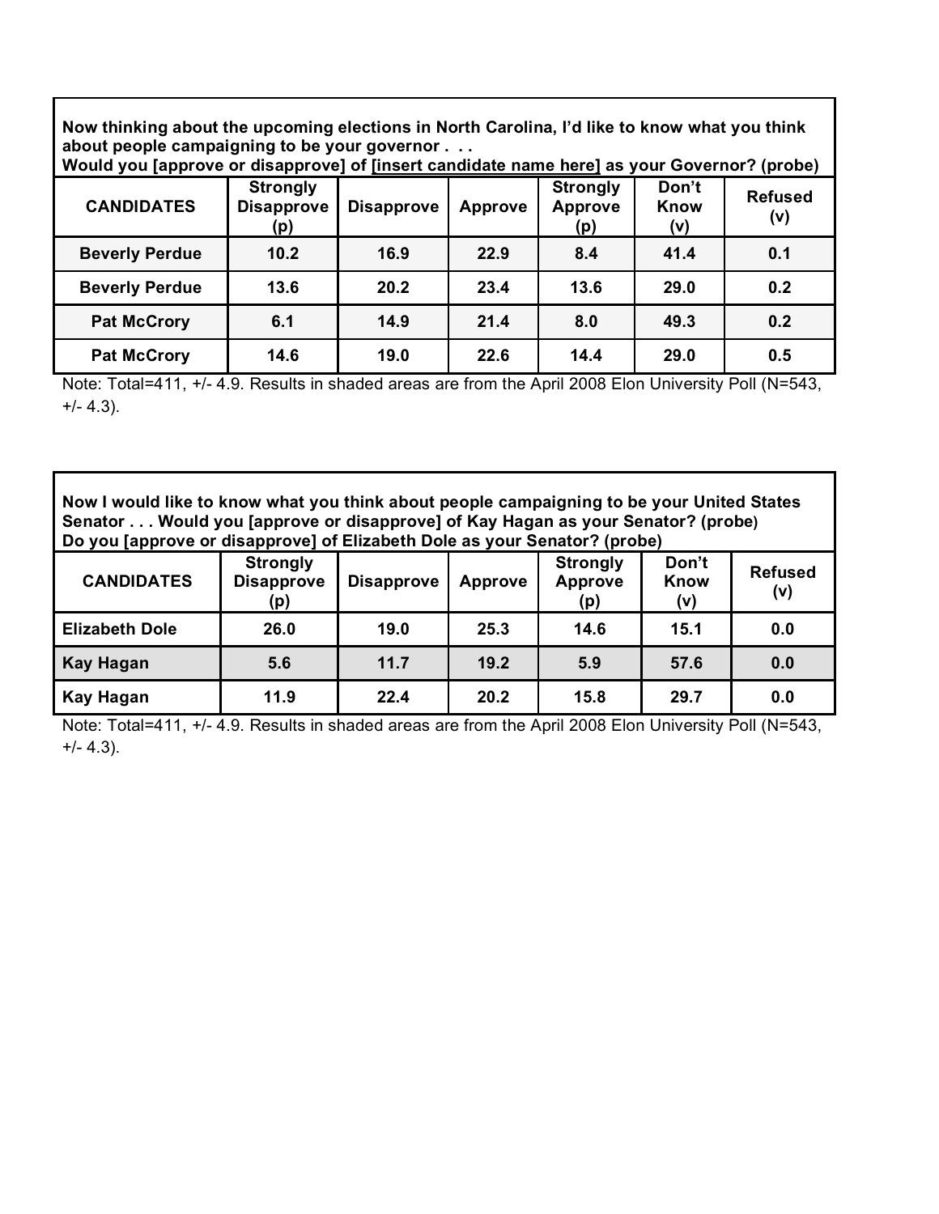| **Now thinking about the upcoming elections in North Carolina, I'd like to know what you think about people campaigning to be your governor . . . Would you [approve or disapprove] of [insert candidate name here] as your Governor? (probe)** | | | | | | |
|---|---|---|---|---|---|---|
| **CANDIDATES** | **Strongly Disapprove (p)** | **Disapprove** | **Approve** | **Strongly Approve (p)** | **Don't Know (v)** | **Refused (v)** |
| **Beverly Perdue** | **10.2** | **16.9** | **22.9** | **8.4** | **41.4** | **0.1** |
| **Beverly Perdue** | **13.6** | **20.2** | **23.4** | **13.6** | **29.0** | **0.2** |
| **Pat McCrory** | **6.1** | **14.9** | **21.4** | **8.0** | **49.3** | **0.2** |
| **Pat McCrory** | **14.6** | **19.0** | **22.6** | **14.4** | **29.0** | **0.5** |

Note: Total=411, +/- 4.9. Results in shaded areas are from the April 2008 Elon University Poll (N=543, +/- 4.3).

| **Now I would like to know what you think about people campaigning to be your United States Senator . . . Would you [approve or disapprove] of Kay Hagan as your Senator? (probe) Do you [approve or disapprove] of Elizabeth Dole as your Senator? (probe)** | | | | | | |
|---|---|---|---|---|---|---|
| **CANDIDATES** | **Strongly Disapprove (p)** | **Disapprove** | **Approve** | **Strongly Approve (p)** | **Don't Know (v)** | **Refused (v)** |
| **Elizabeth Dole** | **26.0** | **19.0** | **25.3** | **14.6** | **15.1** | **0.0** |
| **Kay Hagan** | **5.6** | **11.7** | **19.2** | **5.9** | **57.6** | **0.0** |
| **Kay Hagan** | **11.9** | **22.4** | **20.2** | **15.8** | **29.7** | **0.0** |

Note: Total=411, +/- 4.9. Results in shaded areas are from the April 2008 Elon University Poll (N=543, +/- 4.3).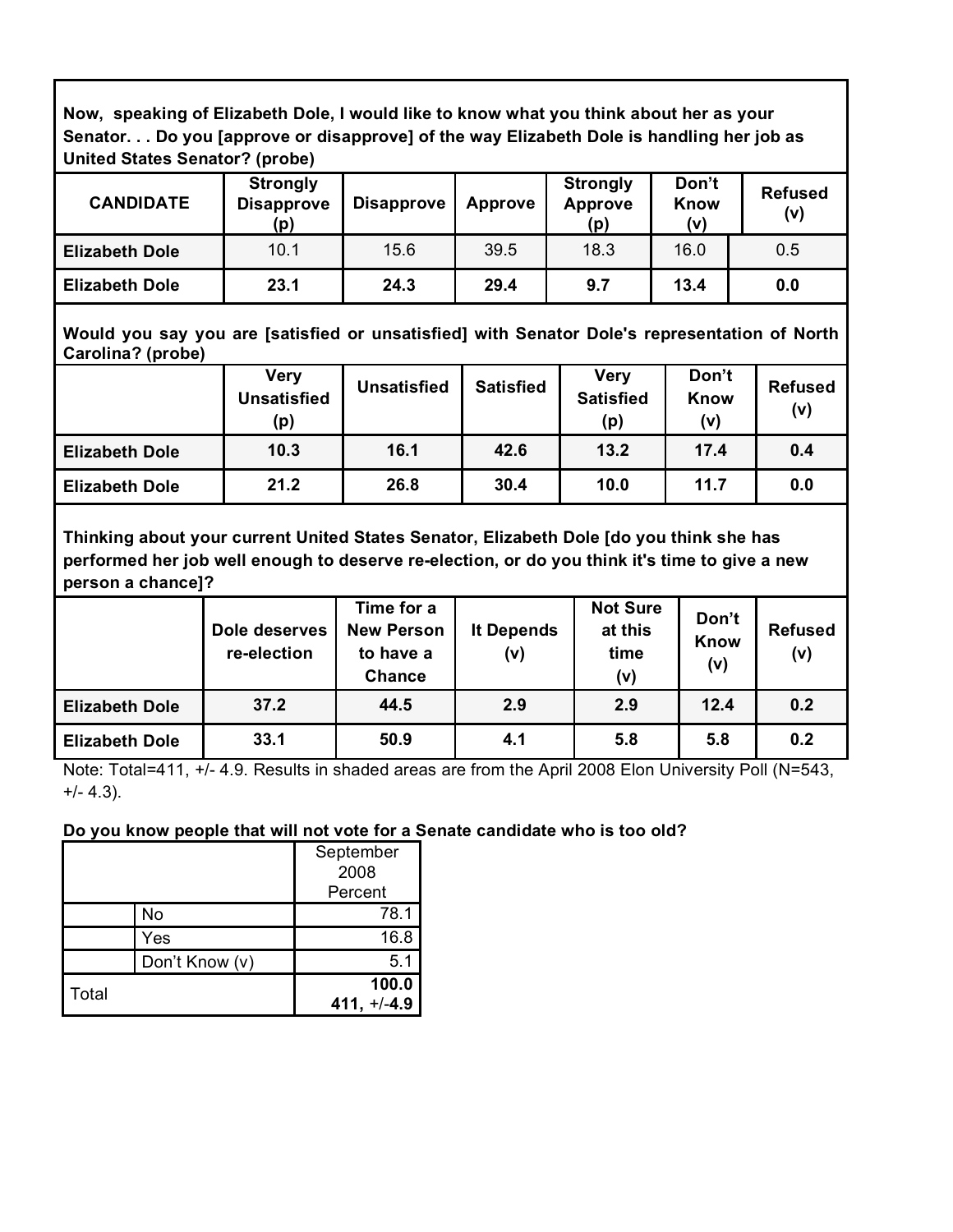**Now, speaking of Elizabeth Dole, I would like to know what you think about her as your Senator. . . Do you [approve or disapprove] of the way Elizabeth Dole is handling her job as United States Senator? (probe)**

| CANDIDATE | Strongly Disapprove (p) | Disapprove | Approve | Strongly Approve (p) | Don't Know (v) | Refused (v) |
|---|---|---|---|---|---|---|
| Elizabeth Dole | 10.1 | 15.6 | 39.5 | 18.3 | 16.0 | 0.5 |
| Elizabeth Dole | **23.1** | **24.3** | **29.4** | **9.7** | **13.4** | **0.0** |

**Would you say you are [satisfied or unsatisfied] with Senator Dole's representation of North Carolina? (probe)**

| | Very Unsatisfied (p) | Unsatisfied | Satisfied | Very Satisfied (p) | Don't Know (v) | Refused (v) |
|---|---|---|---|---|---|---|
| Elizabeth Dole | **10.3** | **16.1** | **42.6** | **13.2** | **17.4** | **0.4** |
| Elizabeth Dole | **21.2** | **26.8** | **30.4** | **10.0** | **11.7** | **0.0** |

**Thinking about your current United States Senator, Elizabeth Dole [do you think she has performed her job well enough to deserve re-election, or do you think it's time to give a new person a chance]?**

| | Dole deserves re-election | Time for a New Person to have a Chance | It Depends (v) | Not Sure at this time (v) | Don't Know (v) | Refused (v) |
|---|---|---|---|---|---|---|
| Elizabeth Dole | **37.2** | **44.5** | **2.9** | **2.9** | **12.4** | **0.2** |
| Elizabeth Dole | **33.1** | **50.9** | **4.1** | **5.8** | **5.8** | **0.2** |

Note: Total=411, +/- 4.9. Results in shaded areas are from the April 2008 Elon University Poll (N=543, +/- 4.3).

**Do you know people that will not vote for a Senate candidate who is too old?**

| | | September 2008 Percent |
|---|---|---|
| | No | 78.1 |
| | Yes | 16.8 |
| | Don't Know (v) | 5.1 |
| Total | | **100.0** **411, +/-4.9** |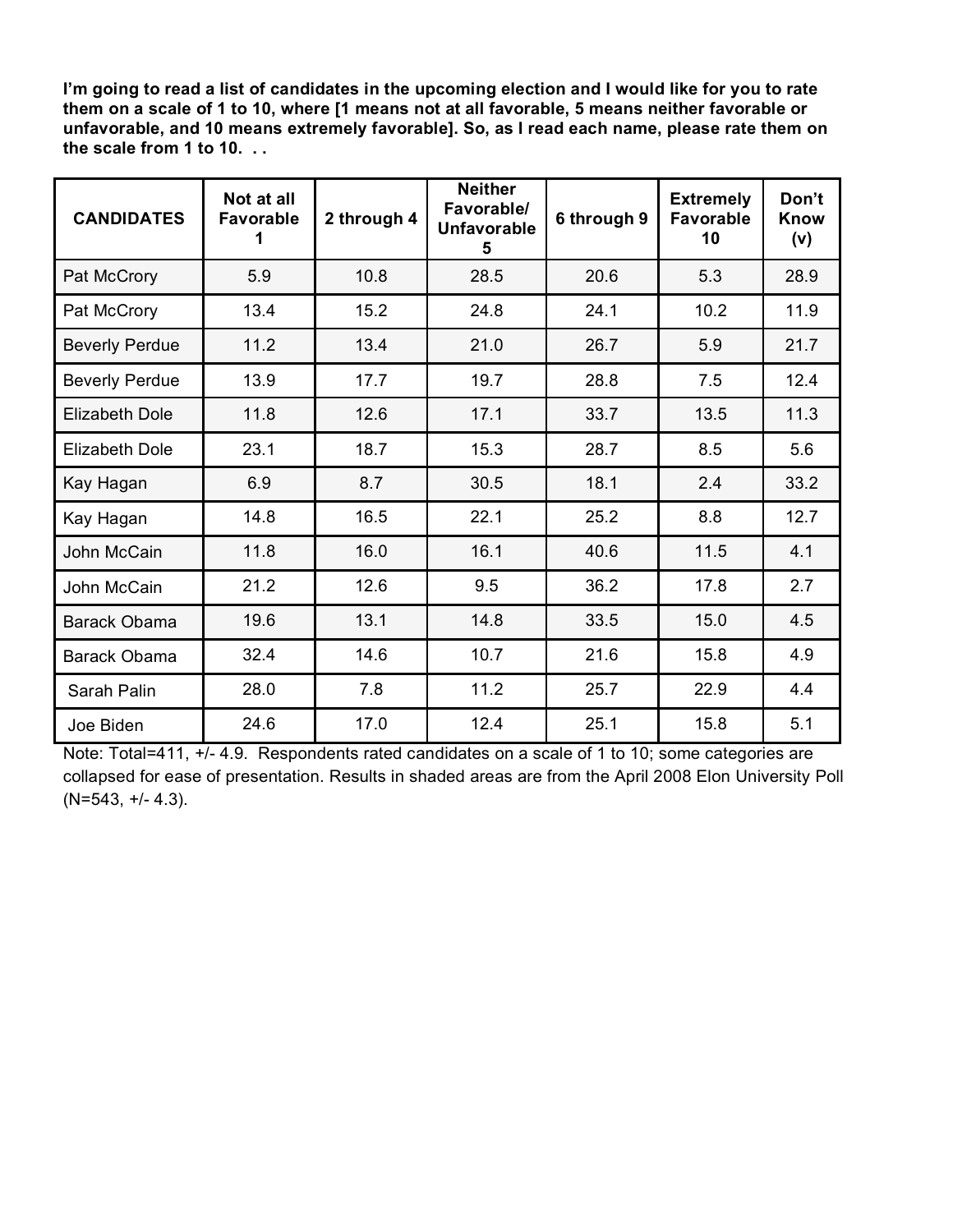**I'm going to read a list of candidates in the upcoming election and I would like for you to rate them on a scale of 1 to 10, where [1 means not at all favorable, 5 means neither favorable or unfavorable, and 10 means extremely favorable]. So, as I read each name, please rate them on the scale from 1 to 10. . .**

| CANDIDATES | Not at all Favorable 1 | 2 through 4 | Neither Favorable/ Unfavorable 5 | 6 through 9 | Extremely Favorable 10 | Don't Know (v) |
|---|---|---|---|---|---|---|
| Pat McCrory | 5.9 | 10.8 | 28.5 | 20.6 | 5.3 | 28.9 |
| Pat McCrory | 13.4 | 15.2 | 24.8 | 24.1 | 10.2 | 11.9 |
| Beverly Perdue | 11.2 | 13.4 | 21.0 | 26.7 | 5.9 | 21.7 |
| Beverly Perdue | 13.9 | 17.7 | 19.7 | 28.8 | 7.5 | 12.4 |
| Elizabeth Dole | 11.8 | 12.6 | 17.1 | 33.7 | 13.5 | 11.3 |
| Elizabeth Dole | 23.1 | 18.7 | 15.3 | 28.7 | 8.5 | 5.6 |
| Kay Hagan | 6.9 | 8.7 | 30.5 | 18.1 | 2.4 | 33.2 |
| Kay Hagan | 14.8 | 16.5 | 22.1 | 25.2 | 8.8 | 12.7 |
| John McCain | 11.8 | 16.0 | 16.1 | 40.6 | 11.5 | 4.1 |
| John McCain | 21.2 | 12.6 | 9.5 | 36.2 | 17.8 | 2.7 |
| Barack Obama | 19.6 | 13.1 | 14.8 | 33.5 | 15.0 | 4.5 |
| Barack Obama | 32.4 | 14.6 | 10.7 | 21.6 | 15.8 | 4.9 |
| Sarah Palin | 28.0 | 7.8 | 11.2 | 25.7 | 22.9 | 4.4 |
| Joe Biden | 24.6 | 17.0 | 12.4 | 25.1 | 15.8 | 5.1 |

Note: Total=411, +/- 4.9. Respondents rated candidates on a scale of 1 to 10; some categories are collapsed for ease of presentation. Results in shaded areas are from the April 2008 Elon University Poll (N=543, +/- 4.3).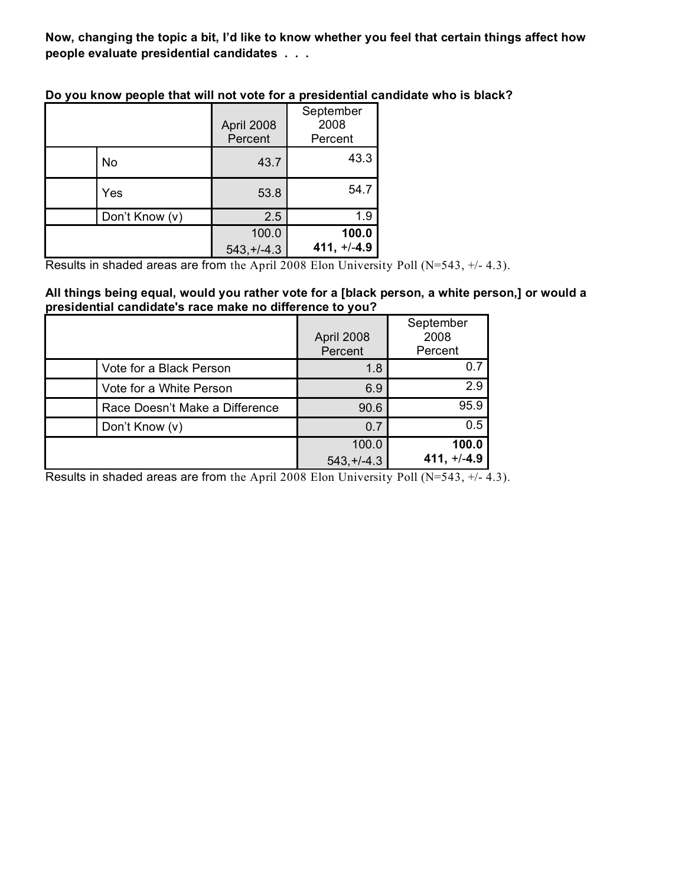**Now, changing the topic a bit, I'd like to know whether you feel that certain things affect how people evaluate presidential candidates . . .**

**Do you know people that will not vote for a presidential candidate who is black?**

| | | April 2008 Percent | September 2008 Percent |
|---|---|---|---|
| | No | 43.7 | 43.3 |
| | Yes | 53.8 | 54.7 |
| | Don't Know (v) | 2.5 | 1.9 |
| | | 100.0 543,+/-4.3 | **100.0** **411, +/-4.9** |

Results in shaded areas are from the April 2008 Elon University Poll (N=543, +/- 4.3).

**All things being equal, would you rather vote for a [black person, a white person,] or would a presidential candidate's race make no difference to you?**

| | | April 2008 Percent | September 2008 Percent |
|---|---|---|---|
| | Vote for a Black Person | 1.8 | 0.7 |
| | Vote for a White Person | 6.9 | 2.9 |
| | Race Doesn't Make a Difference | 90.6 | 95.9 |
| | Don't Know (v) | 0.7 | 0.5 |
| | | 100.0 543,+/-4.3 | **100.0** **411, +/-4.9** |

Results in shaded areas are from the April 2008 Elon University Poll (N=543, +/- 4.3).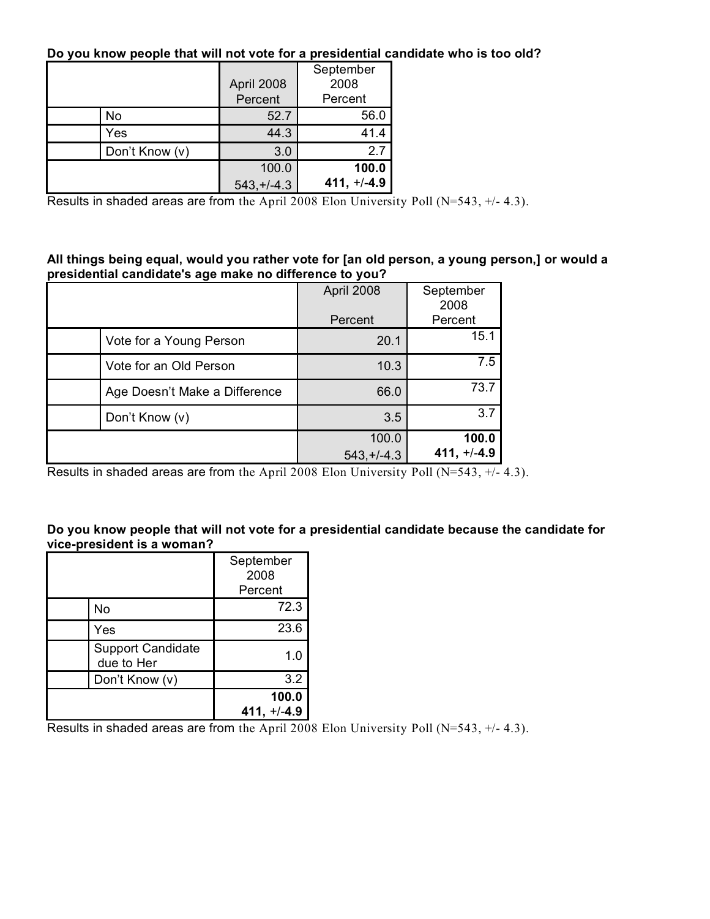**Do you know people that will not vote for a presidential candidate who is too old?**

| | April 2008 Percent | September 2008 Percent |
|---|---|---|
| No | 52.7 | 56.0 |
| Yes | 44.3 | 41.4 |
| Don't Know (v) | 3.0 | 2.7 |
| | 100.0<br>543,+/-4.3 | **100.0**<br>**411, +/-4.9** |

Results in shaded areas are from the April 2008 Elon University Poll (N=543, +/- 4.3).

**All things being equal, would you rather vote for [an old person, a young person,] or would a presidential candidate's age make no difference to you?**

| | April 2008 Percent | September 2008 Percent |
|---|---|---|
| Vote for a Young Person | 20.1 | 15.1 |
| Vote for an Old Person | 10.3 | 7.5 |
| Age Doesn't Make a Difference | 66.0 | 73.7 |
| Don't Know (v) | 3.5 | 3.7 |
| | 100.0<br>543,+/-4.3 | **100.0**<br>**411, +/-4.9** |

Results in shaded areas are from the April 2008 Elon University Poll (N=543, +/- 4.3).

**Do you know people that will not vote for a presidential candidate because the candidate for vice-president is a woman?**

| | September 2008 Percent |
|---|---|
| No | 72.3 |
| Yes | 23.6 |
| Support Candidate due to Her | 1.0 |
| Don't Know (v) | 3.2 |
| | **100.0**<br>**411, +/-4.9** |

Results in shaded areas are from the April 2008 Elon University Poll (N=543, +/- 4.3).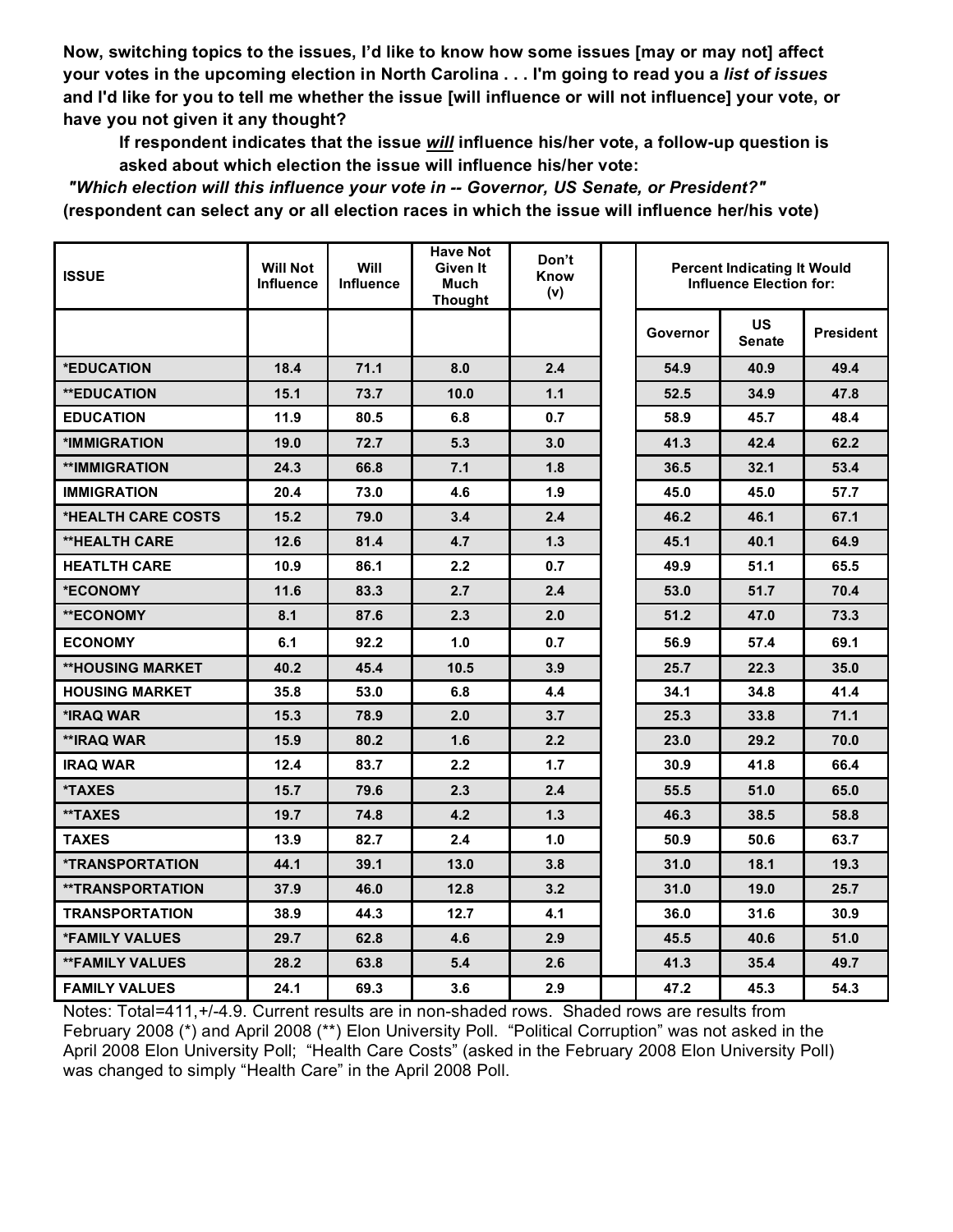**Now, switching topics to the issues, I'd like to know how some issues [may or may not] affect your votes in the upcoming election in North Carolina . . . I'm going to read you a *list of issues* and I'd like for you to tell me whether the issue [will influence or will not influence] your vote, or have you not given it any thought?**

**If respondent indicates that the issue *will* influence his/her vote, a follow-up question is asked about which election the issue will influence his/her vote:**

***"Which election will this influence your vote in -- Governor, US Senate, or President?"***
**(respondent can select any or all election races in which the issue will influence her/his vote)**

| ISSUE | Will Not Influence | Will Influence | Have Not Given It Much Thought | Don't Know (v) | Percent Indicating It Would Influence Election for: | | |
|---|---|---|---|---|---|---|---|
| | | | | | Governor | US Senate | President |
| *EDUCATION | 18.4 | 71.1 | 8.0 | 2.4 | 54.9 | 40.9 | 49.4 |
| **EDUCATION | 15.1 | 73.7 | 10.0 | 1.1 | 52.5 | 34.9 | 47.8 |
| EDUCATION | 11.9 | 80.5 | 6.8 | 0.7 | 58.9 | 45.7 | 48.4 |
| *IMMIGRATION | 19.0 | 72.7 | 5.3 | 3.0 | 41.3 | 42.4 | 62.2 |
| **IMMIGRATION | 24.3 | 66.8 | 7.1 | 1.8 | 36.5 | 32.1 | 53.4 |
| IMMIGRATION | 20.4 | 73.0 | 4.6 | 1.9 | 45.0 | 45.0 | 57.7 |
| *HEALTH CARE COSTS | 15.2 | 79.0 | 3.4 | 2.4 | 46.2 | 46.1 | 67.1 |
| **HEALTH CARE | 12.6 | 81.4 | 4.7 | 1.3 | 45.1 | 40.1 | 64.9 |
| HEATLTH CARE | 10.9 | 86.1 | 2.2 | 0.7 | 49.9 | 51.1 | 65.5 |
| *ECONOMY | 11.6 | 83.3 | 2.7 | 2.4 | 53.0 | 51.7 | 70.4 |
| **ECONOMY | 8.1 | 87.6 | 2.3 | 2.0 | 51.2 | 47.0 | 73.3 |
| ECONOMY | 6.1 | 92.2 | 1.0 | 0.7 | 56.9 | 57.4 | 69.1 |
| **HOUSING MARKET | 40.2 | 45.4 | 10.5 | 3.9 | 25.7 | 22.3 | 35.0 |
| HOUSING MARKET | 35.8 | 53.0 | 6.8 | 4.4 | 34.1 | 34.8 | 41.4 |
| *IRAQ WAR | 15.3 | 78.9 | 2.0 | 3.7 | 25.3 | 33.8 | 71.1 |
| **IRAQ WAR | 15.9 | 80.2 | 1.6 | 2.2 | 23.0 | 29.2 | 70.0 |
| IRAQ WAR | 12.4 | 83.7 | 2.2 | 1.7 | 30.9 | 41.8 | 66.4 |
| *TAXES | 15.7 | 79.6 | 2.3 | 2.4 | 55.5 | 51.0 | 65.0 |
| **TAXES | 19.7 | 74.8 | 4.2 | 1.3 | 46.3 | 38.5 | 58.8 |
| TAXES | 13.9 | 82.7 | 2.4 | 1.0 | 50.9 | 50.6 | 63.7 |
| *TRANSPORTATION | 44.1 | 39.1 | 13.0 | 3.8 | 31.0 | 18.1 | 19.3 |
| **TRANSPORTATION | 37.9 | 46.0 | 12.8 | 3.2 | 31.0 | 19.0 | 25.7 |
| TRANSPORTATION | 38.9 | 44.3 | 12.7 | 4.1 | 36.0 | 31.6 | 30.9 |
| *FAMILY VALUES | 29.7 | 62.8 | 4.6 | 2.9 | 45.5 | 40.6 | 51.0 |
| **FAMILY VALUES | 28.2 | 63.8 | 5.4 | 2.6 | 41.3 | 35.4 | 49.7 |
| FAMILY VALUES | 24.1 | 69.3 | 3.6 | 2.9 | 47.2 | 45.3 | 54.3 |

Notes: Total=411,+/-4.9. Current results are in non-shaded rows. Shaded rows are results from February 2008 (*) and April 2008 (**) Elon University Poll. "Political Corruption" was not asked in the April 2008 Elon University Poll; "Health Care Costs" (asked in the February 2008 Elon University Poll) was changed to simply "Health Care" in the April 2008 Poll.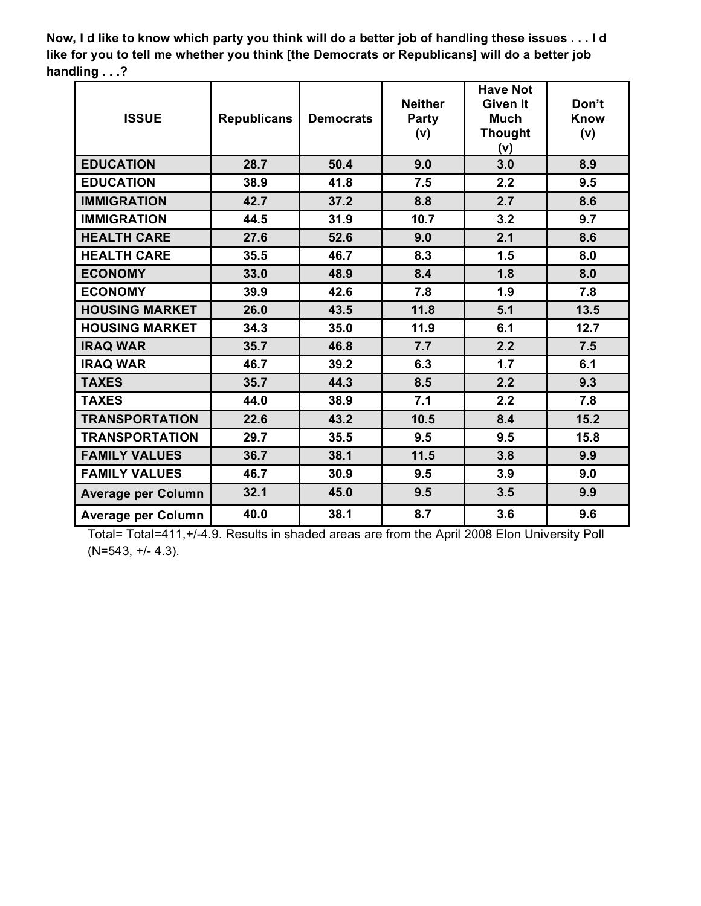**Now, I d like to know which party you think will do a better job of handling these issues . . . I d like for you to tell me whether you think [the Democrats or Republicans] will do a better job handling . . .?**

| ISSUE | Republicans | Democrats | Neither Party (v) | Have Not Given It Much Thought (v) | Don't Know (v) |
|---|---|---|---|---|---|
| EDUCATION | 28.7 | 50.4 | 9.0 | 3.0 | 8.9 |
| EDUCATION | 38.9 | 41.8 | 7.5 | 2.2 | 9.5 |
| IMMIGRATION | 42.7 | 37.2 | 8.8 | 2.7 | 8.6 |
| IMMIGRATION | 44.5 | 31.9 | 10.7 | 3.2 | 9.7 |
| HEALTH CARE | 27.6 | 52.6 | 9.0 | 2.1 | 8.6 |
| HEALTH CARE | 35.5 | 46.7 | 8.3 | 1.5 | 8.0 |
| ECONOMY | 33.0 | 48.9 | 8.4 | 1.8 | 8.0 |
| ECONOMY | 39.9 | 42.6 | 7.8 | 1.9 | 7.8 |
| HOUSING MARKET | 26.0 | 43.5 | 11.8 | 5.1 | 13.5 |
| HOUSING MARKET | 34.3 | 35.0 | 11.9 | 6.1 | 12.7 |
| IRAQ WAR | 35.7 | 46.8 | 7.7 | 2.2 | 7.5 |
| IRAQ WAR | 46.7 | 39.2 | 6.3 | 1.7 | 6.1 |
| TAXES | 35.7 | 44.3 | 8.5 | 2.2 | 9.3 |
| TAXES | 44.0 | 38.9 | 7.1 | 2.2 | 7.8 |
| TRANSPORTATION | 22.6 | 43.2 | 10.5 | 8.4 | 15.2 |
| TRANSPORTATION | 29.7 | 35.5 | 9.5 | 9.5 | 15.8 |
| FAMILY VALUES | 36.7 | 38.1 | 11.5 | 3.8 | 9.9 |
| FAMILY VALUES | 46.7 | 30.9 | 9.5 | 3.9 | 9.0 |
| Average per Column | 32.1 | 45.0 | 9.5 | 3.5 | 9.9 |
| Average per Column | 40.0 | 38.1 | 8.7 | 3.6 | 9.6 |

Total= Total=411,+/-4.9. Results in shaded areas are from the April 2008 Elon University Poll (N=543, +/- 4.3).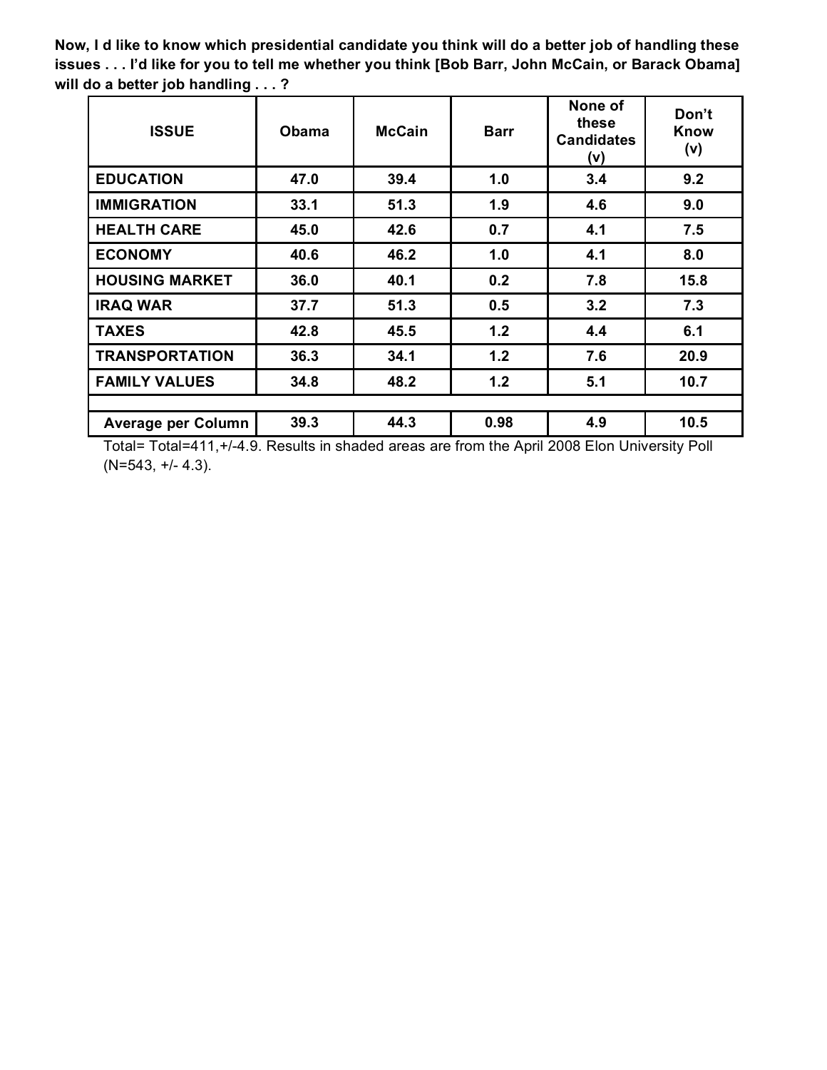**Now, I d like to know which presidential candidate you think will do a better job of handling these issues . . . I'd like for you to tell me whether you think [Bob Barr, John McCain, or Barack Obama] will do a better job handling . . . ?**

| ISSUE | Obama | McCain | Barr | None of these Candidates (v) | Don't Know (v) |
|---|---|---|---|---|---|
| EDUCATION | 47.0 | 39.4 | 1.0 | 3.4 | 9.2 |
| IMMIGRATION | 33.1 | 51.3 | 1.9 | 4.6 | 9.0 |
| HEALTH CARE | 45.0 | 42.6 | 0.7 | 4.1 | 7.5 |
| ECONOMY | 40.6 | 46.2 | 1.0 | 4.1 | 8.0 |
| HOUSING MARKET | 36.0 | 40.1 | 0.2 | 7.8 | 15.8 |
| IRAQ WAR | 37.7 | 51.3 | 0.5 | 3.2 | 7.3 |
| TAXES | 42.8 | 45.5 | 1.2 | 4.4 | 6.1 |
| TRANSPORTATION | 36.3 | 34.1 | 1.2 | 7.6 | 20.9 |
| FAMILY VALUES | 34.8 | 48.2 | 1.2 | 5.1 | 10.7 |
| | | | | | |
| Average per Column | 39.3 | 44.3 | 0.98 | 4.9 | 10.5 |

Total= Total=411,+/-4.9. Results in shaded areas are from the April 2008 Elon University Poll (N=543, +/- 4.3).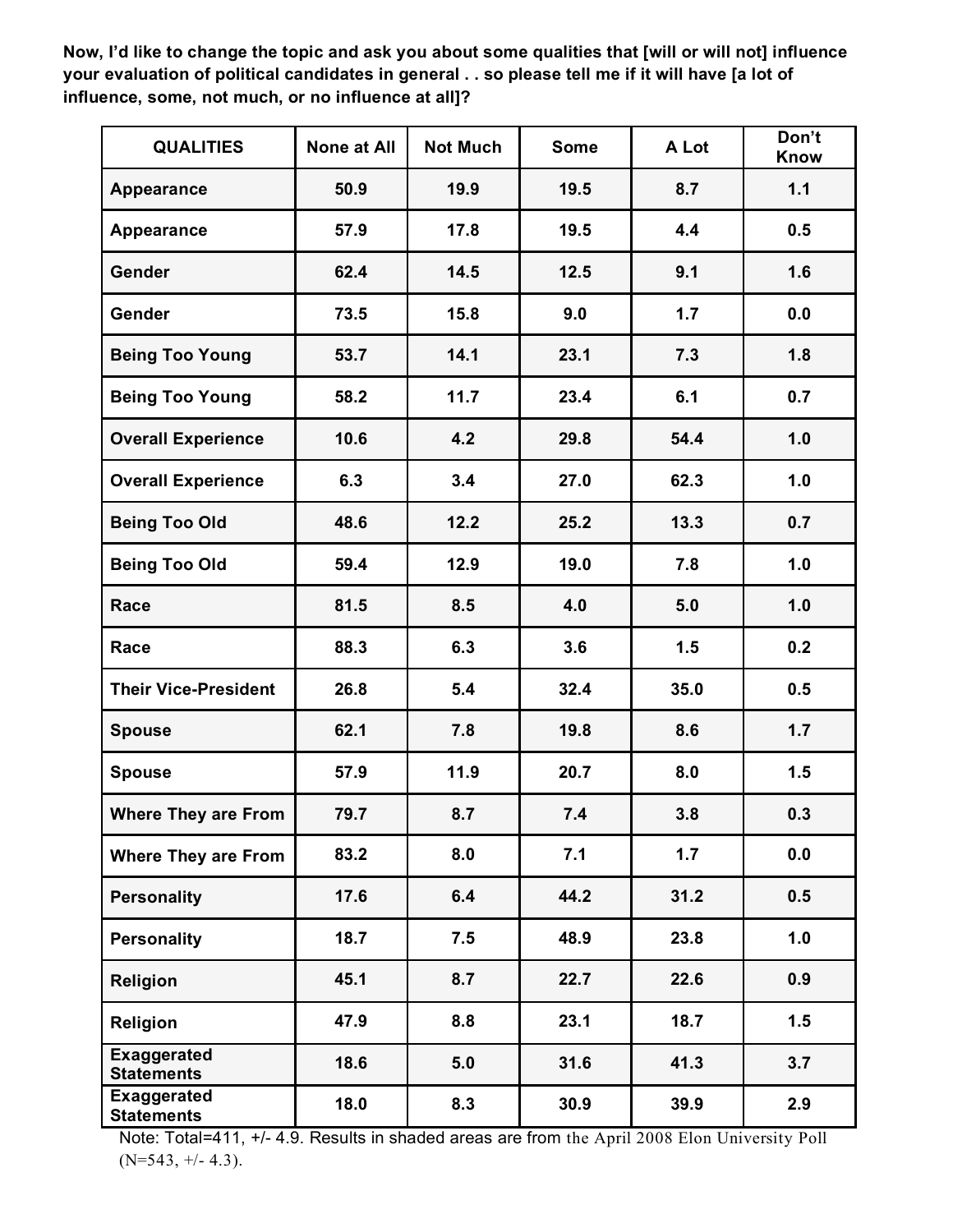**Now, I'd like to change the topic and ask you about some qualities that [will or will not] influence your evaluation of political candidates in general . . so please tell me if it will have [a lot of influence, some, not much, or no influence at all]?**

| QUALITIES | None at All | Not Much | Some | A Lot | Don't Know |
|---|---|---|---|---|---|
| Appearance | 50.9 | 19.9 | 19.5 | 8.7 | 1.1 |
| Appearance | 57.9 | 17.8 | 19.5 | 4.4 | 0.5 |
| Gender | 62.4 | 14.5 | 12.5 | 9.1 | 1.6 |
| Gender | 73.5 | 15.8 | 9.0 | 1.7 | 0.0 |
| Being Too Young | 53.7 | 14.1 | 23.1 | 7.3 | 1.8 |
| Being Too Young | 58.2 | 11.7 | 23.4 | 6.1 | 0.7 |
| Overall Experience | 10.6 | 4.2 | 29.8 | 54.4 | 1.0 |
| Overall Experience | 6.3 | 3.4 | 27.0 | 62.3 | 1.0 |
| Being Too Old | 48.6 | 12.2 | 25.2 | 13.3 | 0.7 |
| Being Too Old | 59.4 | 12.9 | 19.0 | 7.8 | 1.0 |
| Race | 81.5 | 8.5 | 4.0 | 5.0 | 1.0 |
| Race | 88.3 | 6.3 | 3.6 | 1.5 | 0.2 |
| Their Vice-President | 26.8 | 5.4 | 32.4 | 35.0 | 0.5 |
| Spouse | 62.1 | 7.8 | 19.8 | 8.6 | 1.7 |
| Spouse | 57.9 | 11.9 | 20.7 | 8.0 | 1.5 |
| Where They are From | 79.7 | 8.7 | 7.4 | 3.8 | 0.3 |
| Where They are From | 83.2 | 8.0 | 7.1 | 1.7 | 0.0 |
| Personality | 17.6 | 6.4 | 44.2 | 31.2 | 0.5 |
| Personality | 18.7 | 7.5 | 48.9 | 23.8 | 1.0 |
| Religion | 45.1 | 8.7 | 22.7 | 22.6 | 0.9 |
| Religion | 47.9 | 8.8 | 23.1 | 18.7 | 1.5 |
| Exaggerated Statements | 18.6 | 5.0 | 31.6 | 41.3 | 3.7 |
| Exaggerated Statements | 18.0 | 8.3 | 30.9 | 39.9 | 2.9 |

Note: Total=411, +/- 4.9. Results in shaded areas are from the April 2008 Elon University Poll (N=543, +/- 4.3).